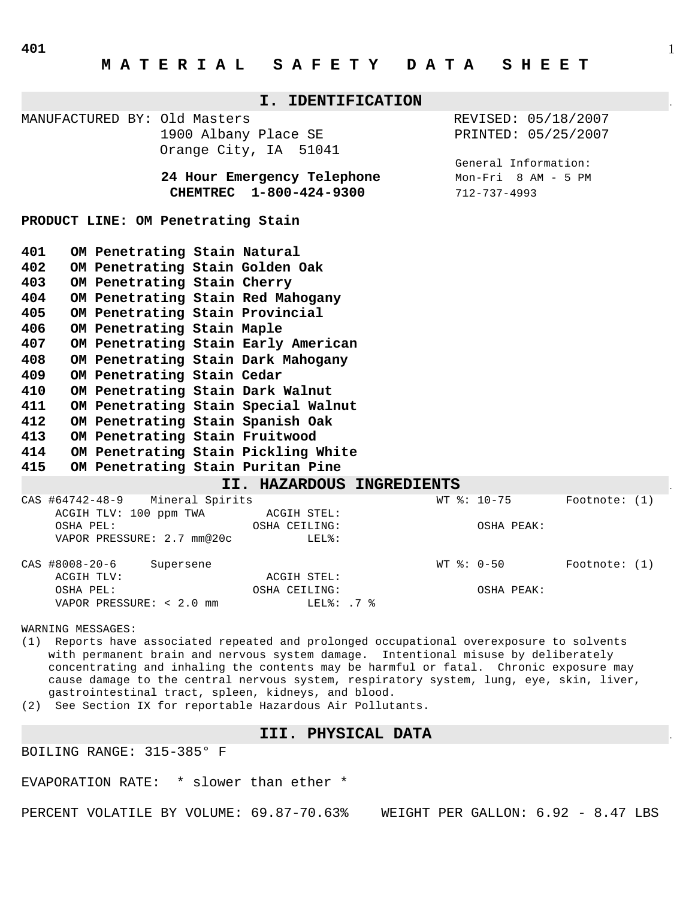# M A T E R I A L   S A F E T Y   D A T A   S H E E T

## I. IDENTIFICATION

MANUFACTURED BY: Old Masters
1900 Albany Place SE
Orange City, IA 51041

REVISED: 05/18/2007
PRINTED: 05/25/2007

**24 Hour Emergency Telephone**
**CHEMTREC 1-800-424-9300**

General Information:
Mon-Fri 8 AM - 5 PM
712-737-4993

**PRODUCT LINE: OM Penetrating Stain**

**401 OM Penetrating Stain Natural**
**402 OM Penetrating Stain Golden Oak**
**403 OM Penetrating Stain Cherry**
**404 OM Penetrating Stain Red Mahogany**
**405 OM Penetrating Stain Provincial**
**406 OM Penetrating Stain Maple**
**407 OM Penetrating Stain Early American**
**408 OM Penetrating Stain Dark Mahogany**
**409 OM Penetrating Stain Cedar**
**410 OM Penetrating Stain Dark Walnut**
**411 OM Penetrating Stain Special Walnut**
**412 OM Penetrating Stain Spanish Oak**
**413 OM Penetrating Stain Fruitwood**
**414 OM Penetrating Stain Pickling White**
**415 OM Penetrating Stain Puritan Pine**

## II. HAZARDOUS INGREDIENTS

CAS #64742-48-9 Mineral Spirits — WT %: 10-75 — Footnote: (1)
- ACGIH TLV: 100 ppm TWA
- ACGIH STEL:
- OSHA PEL:
- OSHA CEILING:
- OSHA PEAK:
- VAPOR PRESSURE: 2.7 mm@20c
- LEL%:

CAS #8008-20-6 Supersene — WT %: 0-50 — Footnote: (1)
- ACGIH TLV:
- ACGIH STEL:
- OSHA PEL:
- OSHA CEILING:
- OSHA PEAK:
- VAPOR PRESSURE: < 2.0 mm
- LEL%: .7 %

WARNING MESSAGES:

(1) Reports have associated repeated and prolonged occupational overexposure to solvents with permanent brain and nervous system damage. Intentional misuse by deliberately concentrating and inhaling the contents may be harmful or fatal. Chronic exposure may cause damage to the central nervous system, respiratory system, lung, eye, skin, liver, gastrointestinal tract, spleen, kidneys, and blood.

(2) See Section IX for reportable Hazardous Air Pollutants.

## III. PHYSICAL DATA

BOILING RANGE: 315-385° F

EVAPORATION RATE: * slower than ether *

PERCENT VOLATILE BY VOLUME: 69.87-70.63%    WEIGHT PER GALLON: 6.92 - 8.47 LBS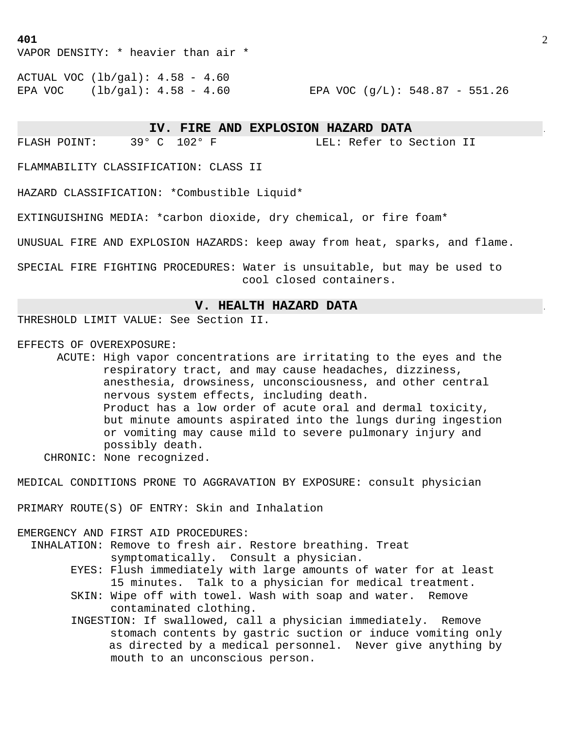**401**

VAPOR DENSITY: * heavier than air *

ACTUAL VOC (lb/gal): 4.58 - 4.60

EPA VOC (lb/gal): 4.58 - 4.60 EPA VOC (g/L): 548.87 - 551.26

## IV. FIRE AND EXPLOSION HAZARD DATA

FLASH POINT: 39° C 102° F LEL: Refer to Section II

FLAMMABILITY CLASSIFICATION: CLASS II

HAZARD CLASSIFICATION: *Combustible Liquid*

EXTINGUISHING MEDIA: *carbon dioxide, dry chemical, or fire foam*

UNUSUAL FIRE AND EXPLOSION HAZARDS: keep away from heat, sparks, and flame.

SPECIAL FIRE FIGHTING PROCEDURES: Water is unsuitable, but may be used to cool closed containers.

## V. HEALTH HAZARD DATA

THRESHOLD LIMIT VALUE: See Section II.

EFFECTS OF OVEREXPOSURE:

ACUTE: High vapor concentrations are irritating to the eyes and the respiratory tract, and may cause headaches, dizziness, anesthesia, drowsiness, unconsciousness, and other central nervous system effects, including death.
Product has a low order of acute oral and dermal toxicity, but minute amounts aspirated into the lungs during ingestion or vomiting may cause mild to severe pulmonary injury and possibly death.

CHRONIC: None recognized.

MEDICAL CONDITIONS PRONE TO AGGRAVATION BY EXPOSURE: consult physician

PRIMARY ROUTE(S) OF ENTRY: Skin and Inhalation

EMERGENCY AND FIRST AID PROCEDURES:

INHALATION: Remove to fresh air. Restore breathing. Treat symptomatically. Consult a physician.

EYES: Flush immediately with large amounts of water for at least 15 minutes. Talk to a physician for medical treatment.

SKIN: Wipe off with towel. Wash with soap and water. Remove contaminated clothing.

INGESTION: If swallowed, call a physician immediately. Remove stomach contents by gastric suction or induce vomiting only as directed by a medical personnel. Never give anything by mouth to an unconscious person.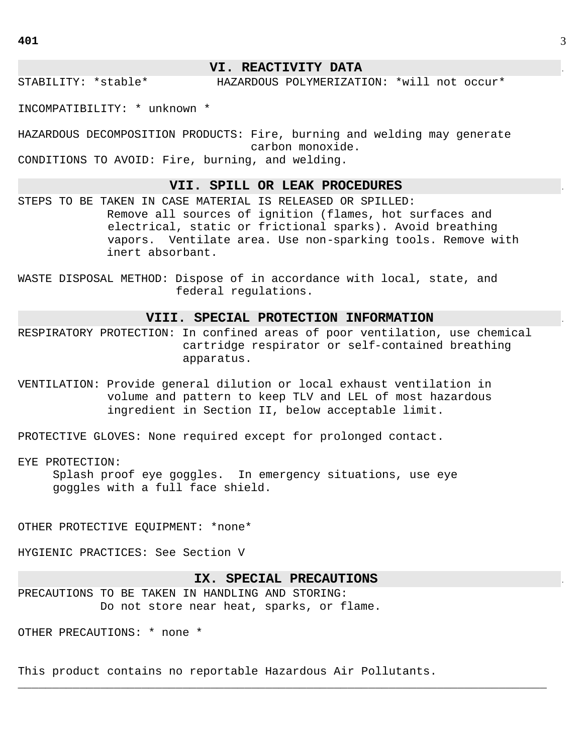## VI. REACTIVITY DATA

STABILITY: *stable* HAZARDOUS POLYMERIZATION: *will not occur*

INCOMPATIBILITY: * unknown *

HAZARDOUS DECOMPOSITION PRODUCTS: Fire, burning and welding may generate carbon monoxide.

CONDITIONS TO AVOID: Fire, burning, and welding.

## VII. SPILL OR LEAK PROCEDURES

STEPS TO BE TAKEN IN CASE MATERIAL IS RELEASED OR SPILLED:
Remove all sources of ignition (flames, hot surfaces and electrical, static or frictional sparks). Avoid breathing vapors. Ventilate area. Use non-sparking tools. Remove with inert absorbant.

WASTE DISPOSAL METHOD: Dispose of in accordance with local, state, and federal regulations.

## VIII. SPECIAL PROTECTION INFORMATION

RESPIRATORY PROTECTION: In confined areas of poor ventilation, use chemical cartridge respirator or self-contained breathing apparatus.

VENTILATION: Provide general dilution or local exhaust ventilation in volume and pattern to keep TLV and LEL of most hazardous ingredient in Section II, below acceptable limit.

PROTECTIVE GLOVES: None required except for prolonged contact.

EYE PROTECTION:
Splash proof eye goggles. In emergency situations, use eye goggles with a full face shield.

OTHER PROTECTIVE EQUIPMENT: *none*

HYGIENIC PRACTICES: See Section V

## IX. SPECIAL PRECAUTIONS

PRECAUTIONS TO BE TAKEN IN HANDLING AND STORING:
Do not store near heat, sparks, or flame.

OTHER PRECAUTIONS: * none *

This product contains no reportable Hazardous Air Pollutants.